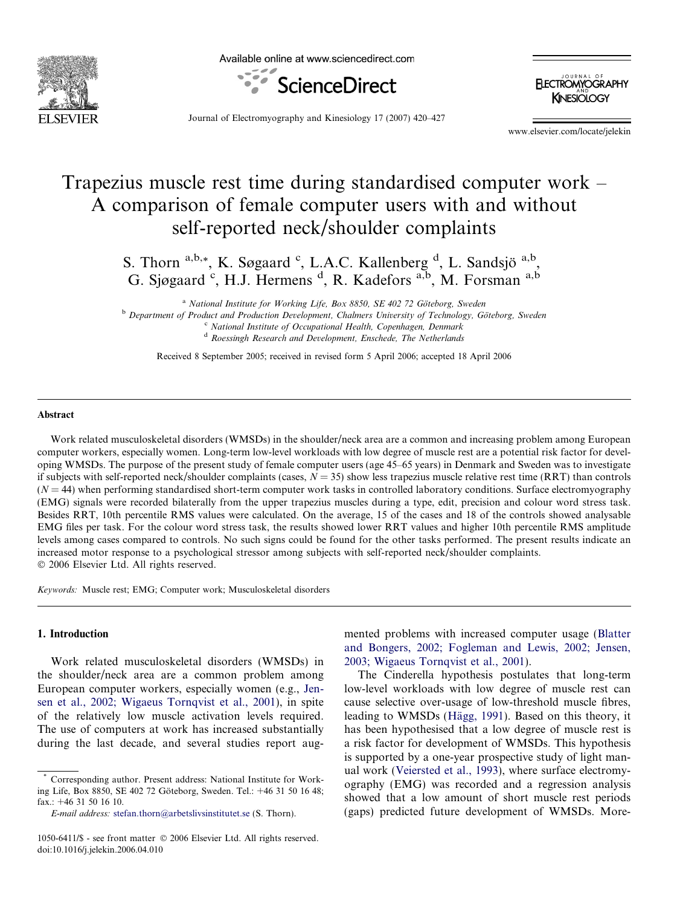# Trapezius muscle rest time during standardised computer work – A comparison of female computer users with and without self-reported neck/shoulder complaints

S. Thorn [a,b,*], K. Søgaard [c], L.A.C. Kallenberg [d], L. Sandsjö [a,b], G. Sjøgaard [c], H.J. Hermens [d], R. Kadefors [a,b], M. Forsman [a,b]

[a] National Institute for Working Life, Box 8850, SE 402 72 Göteborg, Sweden

[b] Department of Product and Production Development, Chalmers University of Technology, Göteborg, Sweden

[c] National Institute of Occupational Health, Copenhagen, Denmark

[d] Roessingh Research and Development, Enschede, The Netherlands

Received 8 September 2005; received in revised form 5 April 2006; accepted 18 April 2006

## Abstract

Work related musculoskeletal disorders (WMSDs) in the shoulder/neck area are a common and increasing problem among European computer workers, especially women. Long-term low-level workloads with low degree of muscle rest are a potential risk factor for developing WMSDs. The purpose of the present study of female computer users (age 45–65 years) in Denmark and Sweden was to investigate if subjects with self-reported neck/shoulder complaints (cases, $N = 35$) show less trapezius muscle relative rest time (RRT) than controls ($N = 44$) when performing standardised short-term computer work tasks in controlled laboratory conditions. Surface electromyography (EMG) signals were recorded bilaterally from the upper trapezius muscles during a type, edit, precision and colour word stress task. Besides RRT, 10th percentile RMS values were calculated. On the average, 15 of the cases and 18 of the controls showed analysable EMG files per task. For the colour word stress task, the results showed lower RRT values and higher 10th percentile RMS amplitude levels among cases compared to controls. No such signs could be found for the other tasks performed. The present results indicate an increased motor response to a psychological stressor among subjects with self-reported neck/shoulder complaints.

© 2006 Elsevier Ltd. All rights reserved.

*Keywords:* Muscle rest; EMG; Computer work; Musculoskeletal disorders

## 1. Introduction

Work related musculoskeletal disorders (WMSDs) in the shoulder/neck area are a common problem among European computer workers, especially women (e.g., Jensen et al., 2002; Wigaeus Tornqvist et al., 2001), in spite of the relatively low muscle activation levels required. The use of computers at work has increased substantially during the last decade, and several studies report augmented problems with increased computer usage (Blatter and Bongers, 2002; Fogleman and Lewis, 2002; Jensen, 2003; Wigaeus Tornqvist et al., 2001).

The Cinderella hypothesis postulates that long-term low-level workloads with low degree of muscle rest can cause selective over-usage of low-threshold muscle fibres, leading to WMSDs (Hägg, 1991). Based on this theory, it has been hypothesised that a low degree of muscle rest is a risk factor for development of WMSDs. This hypothesis is supported by a one-year prospective study of light manual work (Veiersted et al., 1993), where surface electromyography (EMG) was recorded and a regression analysis showed that a low amount of short muscle rest periods (gaps) predicted future development of WMSDs. More-

---

* Corresponding author. Present address: National Institute for Working Life, Box 8850, SE 402 72 Göteborg, Sweden. Tel.: +46 31 50 16 48; fax.: +46 31 50 16 10.

*E-mail address:* stefan.thorn@arbetslivsinstitutet.se (S. Thorn).

1050-6411/$ - see front matter © 2006 Elsevier Ltd. All rights reserved.
doi:10.1016/j.jelekin.2006.04.010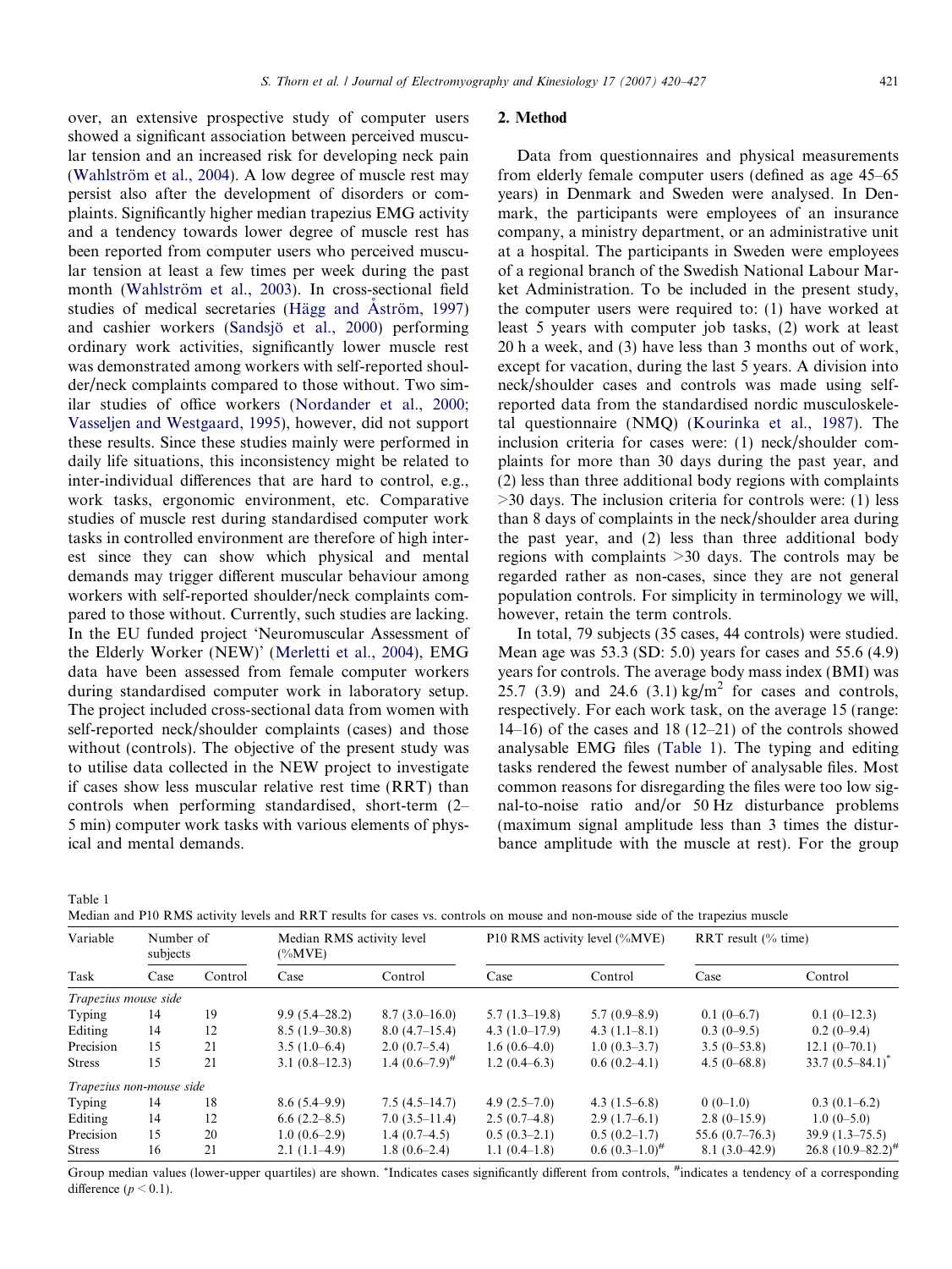over, an extensive prospective study of computer users showed a significant association between perceived muscular tension and an increased risk for developing neck pain (Wahlström et al., 2004). A low degree of muscle rest may persist also after the development of disorders or complaints. Significantly higher median trapezius EMG activity and a tendency towards lower degree of muscle rest has been reported from computer users who perceived muscular tension at least a few times per week during the past month (Wahlström et al., 2003). In cross-sectional field studies of medical secretaries (Hägg and Åström, 1997) and cashier workers (Sandsjö et al., 2000) performing ordinary work activities, significantly lower muscle rest was demonstrated among workers with self-reported shoulder/neck complaints compared to those without. Two similar studies of office workers (Nordander et al., 2000; Vasseljen and Westgaard, 1995), however, did not support these results. Since these studies mainly were performed in daily life situations, this inconsistency might be related to inter-individual differences that are hard to control, e.g., work tasks, ergonomic environment, etc. Comparative studies of muscle rest during standardised computer work tasks in controlled environment are therefore of high interest since they can show which physical and mental demands may trigger different muscular behaviour among workers with self-reported shoulder/neck complaints compared to those without. Currently, such studies are lacking. In the EU funded project 'Neuromuscular Assessment of the Elderly Worker (NEW)' (Merletti et al., 2004), EMG data have been assessed from female computer workers during standardised computer work in laboratory setup. The project included cross-sectional data from women with self-reported neck/shoulder complaints (cases) and those without (controls). The objective of the present study was to utilise data collected in the NEW project to investigate if cases show less muscular relative rest time (RRT) than controls when performing standardised, short-term (2–5 min) computer work tasks with various elements of physical and mental demands.

## 2. Method

Data from questionnaires and physical measurements from elderly female computer users (defined as age 45–65 years) in Denmark and Sweden were analysed. In Denmark, the participants were employees of an insurance company, a ministry department, or an administrative unit at a hospital. The participants in Sweden were employees of a regional branch of the Swedish National Labour Market Administration. To be included in the present study, the computer users were required to: (1) have worked at least 5 years with computer job tasks, (2) work at least 20 h a week, and (3) have less than 3 months out of work, except for vacation, during the last 5 years. A division into neck/shoulder cases and controls was made using self-reported data from the standardised nordic musculoskeletal questionnaire (NMQ) (Kourinka et al., 1987). The inclusion criteria for cases were: (1) neck/shoulder complaints for more than 30 days during the past year, and (2) less than three additional body regions with complaints >30 days. The inclusion criteria for controls were: (1) less than 8 days of complaints in the neck/shoulder area during the past year, and (2) less than three additional body regions with complaints >30 days. The controls may be regarded rather as non-cases, since they are not general population controls. For simplicity in terminology we will, however, retain the term controls.

In total, 79 subjects (35 cases, 44 controls) were studied. Mean age was 53.3 (SD: 5.0) years for cases and 55.6 (4.9) years for controls. The average body mass index (BMI) was 25.7 (3.9) and 24.6 (3.1) kg/m$^2$ for cases and controls, respectively. For each work task, on the average 15 (range: 14–16) of the cases and 18 (12–21) of the controls showed analysable EMG files (Table 1). The typing and editing tasks rendered the fewest number of analysable files. Most common reasons for disregarding the files were too low signal-to-noise ratio and/or 50 Hz disturbance problems (maximum signal amplitude less than 3 times the disturbance amplitude with the muscle at rest). For the group

Table 1
Median and P10 RMS activity levels and RRT results for cases vs. controls on mouse and non-mouse side of the trapezius muscle

| Variable | Number of subjects | | Median RMS activity level (%MVE) | | P10 RMS activity level (%MVE) | | RRT result (% time) | |
|---|---|---|---|---|---|---|---|---|
| Task | Case | Control | Case | Control | Case | Control | Case | Control |
| *Trapezius mouse side* | | | | | | | | |
| Typing | 14 | 19 | 9.9 (5.4–28.2) | 8.7 (3.0–16.0) | 5.7 (1.3–19.8) | 5.7 (0.9–8.9) | 0.1 (0–6.7) | 0.1 (0–12.3) |
| Editing | 14 | 12 | 8.5 (1.9–30.8) | 8.0 (4.7–15.4) | 4.3 (1.0–17.9) | 4.3 (1.1–8.1) | 0.3 (0–9.5) | 0.2 (0–9.4) |
| Precision | 15 | 21 | 3.5 (1.0–6.4) | 2.0 (0.7–5.4) | 1.6 (0.6–4.0) | 1.0 (0.3–3.7) | 3.5 (0–53.8) | 12.1 (0–70.1) |
| Stress | 15 | 21 | 3.1 (0.8–12.3) | 1.4 (0.6–7.9)[#] | 1.2 (0.4–6.3) | 0.6 (0.2–4.1) | 4.5 (0–68.8) | 33.7 (0.5–84.1)* |
| *Trapezius non-mouse side* | | | | | | | | |
| Typing | 14 | 18 | 8.6 (5.4–9.9) | 7.5 (4.5–14.7) | 4.9 (2.5–7.0) | 4.3 (1.5–6.8) | 0 (0–1.0) | 0.3 (0.1–6.2) |
| Editing | 14 | 12 | 6.6 (2.2–8.5) | 7.0 (3.5–11.4) | 2.5 (0.7–4.8) | 2.9 (1.7–6.1) | 2.8 (0–15.9) | 1.0 (0–5.0) |
| Precision | 15 | 20 | 1.0 (0.6–2.9) | 1.4 (0.7–4.5) | 0.5 (0.3–2.1) | 0.5 (0.2–1.7) | 55.6 (0.7–76.3) | 39.9 (1.3–75.5) |
| Stress | 16 | 21 | 2.1 (1.1–4.9) | 1.8 (0.6–2.4) | 1.1 (0.4–1.8) | 0.6 (0.3–1.0)[#] | 8.1 (3.0–42.9) | 26.8 (10.9–82.2)[#] |

Group median values (lower-upper quartiles) are shown. *Indicates cases significantly different from controls, [#]indicates a tendency of a corresponding difference ($p < 0.1$).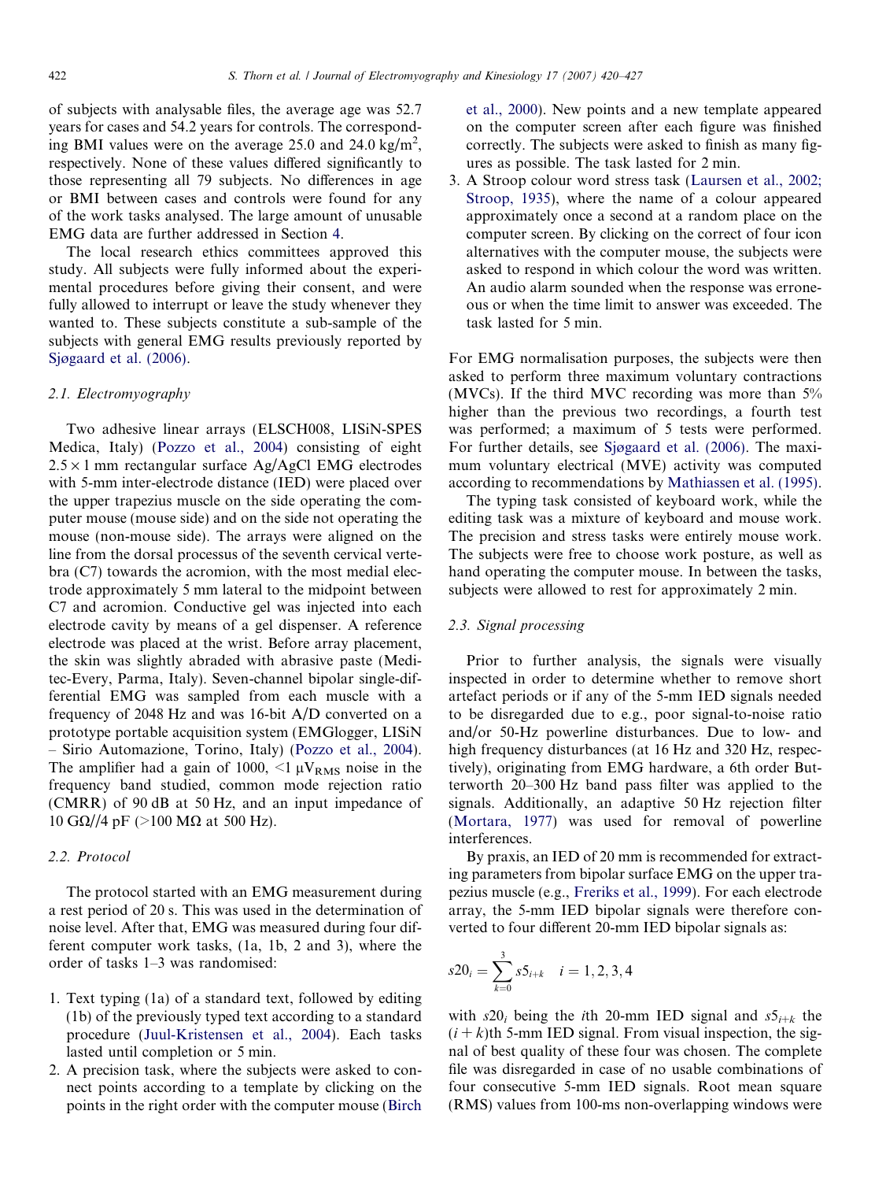of subjects with analysable files, the average age was 52.7 years for cases and 54.2 years for controls. The corresponding BMI values were on the average 25.0 and 24.0 kg/m$^2$, respectively. None of these values differed significantly to those representing all 79 subjects. No differences in age or BMI between cases and controls were found for any of the work tasks analysed. The large amount of unusable EMG data are further addressed in Section 4.

The local research ethics committees approved this study. All subjects were fully informed about the experimental procedures before giving their consent, and were fully allowed to interrupt or leave the study whenever they wanted to. These subjects constitute a sub-sample of the subjects with general EMG results previously reported by Sjøgaard et al. (2006).

### 2.1. Electromyography

Two adhesive linear arrays (ELSCH008, LISiN-SPES Medica, Italy) (Pozzo et al., 2004) consisting of eight $2.5 \times 1$ mm rectangular surface Ag/AgCl EMG electrodes with 5-mm inter-electrode distance (IED) were placed over the upper trapezius muscle on the side operating the computer mouse (mouse side) and on the side not operating the mouse (non-mouse side). The arrays were aligned on the line from the dorsal processus of the seventh cervical vertebra (C7) towards the acromion, with the most medial electrode approximately 5 mm lateral to the midpoint between C7 and acromion. Conductive gel was injected into each electrode cavity by means of a gel dispenser. A reference electrode was placed at the wrist. Before array placement, the skin was slightly abraded with abrasive paste (Meditec-Every, Parma, Italy). Seven-channel bipolar single-differential EMG was sampled from each muscle with a frequency of 2048 Hz and was 16-bit A/D converted on a prototype portable acquisition system (EMGlogger, LISiN – Sirio Automazione, Torino, Italy) (Pozzo et al., 2004). The amplifier had a gain of 1000, $<1\ \mu V_{RMS}$ noise in the frequency band studied, common mode rejection ratio (CMRR) of 90 dB at 50 Hz, and an input impedance of 10 GΩ//4 pF (>100 MΩ at 500 Hz).

### 2.2. Protocol

The protocol started with an EMG measurement during a rest period of 20 s. This was used in the determination of noise level. After that, EMG was measured during four different computer work tasks, (1a, 1b, 2 and 3), where the order of tasks 1–3 was randomised:

1. Text typing (1a) of a standard text, followed by editing (1b) of the previously typed text according to a standard procedure (Juul-Kristensen et al., 2004). Each tasks lasted until completion or 5 min.
2. A precision task, where the subjects were asked to connect points according to a template by clicking on the points in the right order with the computer mouse (Birch et al., 2000). New points and a new template appeared on the computer screen after each figure was finished correctly. The subjects were asked to finish as many figures as possible. The task lasted for 2 min.
3. A Stroop colour word stress task (Laursen et al., 2002; Stroop, 1935), where the name of a colour appeared approximately once a second at a random place on the computer screen. By clicking on the correct of four icon alternatives with the computer mouse, the subjects were asked to respond in which colour the word was written. An audio alarm sounded when the response was erroneous or when the time limit to answer was exceeded. The task lasted for 5 min.

For EMG normalisation purposes, the subjects were then asked to perform three maximum voluntary contractions (MVCs). If the third MVC recording was more than 5% higher than the previous two recordings, a fourth test was performed; a maximum of 5 tests were performed. For further details, see Sjøgaard et al. (2006). The maximum voluntary electrical (MVE) activity was computed according to recommendations by Mathiassen et al. (1995).

The typing task consisted of keyboard work, while the editing task was a mixture of keyboard and mouse work. The precision and stress tasks were entirely mouse work. The subjects were free to choose work posture, as well as hand operating the computer mouse. In between the tasks, subjects were allowed to rest for approximately 2 min.

### 2.3. Signal processing

Prior to further analysis, the signals were visually inspected in order to determine whether to remove short artefact periods or if any of the 5-mm IED signals needed to be disregarded due to e.g., poor signal-to-noise ratio and/or 50-Hz powerline disturbances. Due to low- and high frequency disturbances (at 16 Hz and 320 Hz, respectively), originating from EMG hardware, a 6th order Butterworth 20–300 Hz band pass filter was applied to the signals. Additionally, an adaptive 50 Hz rejection filter (Mortara, 1977) was used for removal of powerline interferences.

By praxis, an IED of 20 mm is recommended for extracting parameters from bipolar surface EMG on the upper trapezius muscle (e.g., Freriks et al., 1999). For each electrode array, the 5-mm IED bipolar signals were therefore converted to four different 20-mm IED bipolar signals as:

$$s20_i = \sum_{k=0}^{3} s5_{i+k} \quad i = 1, 2, 3, 4$$

with $s20_i$ being the $i$th 20-mm IED signal and $s5_{i+k}$ the $(i+k)$th 5-mm IED signal. From visual inspection, the signal of best quality of these four was chosen. The complete file was disregarded in case of no usable combinations of four consecutive 5-mm IED signals. Root mean square (RMS) values from 100-ms non-overlapping windows were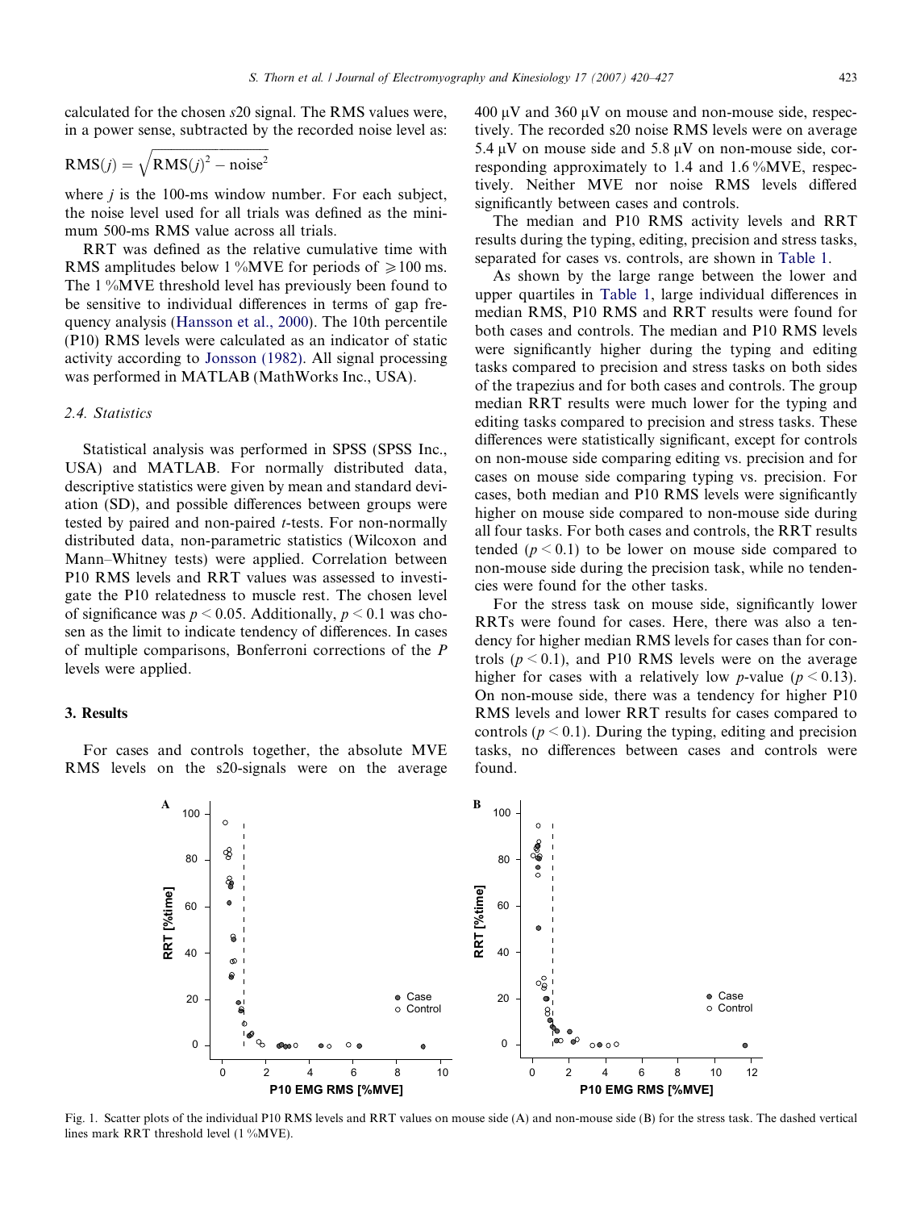calculated for the chosen *s*20 signal. The RMS values were, in a power sense, subtracted by the recorded noise level as:

$$\mathrm{RMS}(j) = \sqrt{\mathrm{RMS}(j)^2 - \mathrm{noise}^2}$$

where $j$ is the 100-ms window number. For each subject, the noise level used for all trials was defined as the minimum 500-ms RMS value across all trials.

RRT was defined as the relative cumulative time with RMS amplitudes below 1 %MVE for periods of $\geqslant$100 ms. The 1 %MVE threshold level has previously been found to be sensitive to individual differences in terms of gap frequency analysis (Hansson et al., 2000). The 10th percentile (P10) RMS levels were calculated as an indicator of static activity according to Jonsson (1982). All signal processing was performed in MATLAB (MathWorks Inc., USA).

### 2.4. Statistics

Statistical analysis was performed in SPSS (SPSS Inc., USA) and MATLAB. For normally distributed data, descriptive statistics were given by mean and standard deviation (SD), and possible differences between groups were tested by paired and non-paired *t*-tests. For non-normally distributed data, non-parametric statistics (Wilcoxon and Mann–Whitney tests) were applied. Correlation between P10 RMS levels and RRT values was assessed to investigate the P10 relatedness to muscle rest. The chosen level of significance was $p < 0.05$. Additionally, $p < 0.1$ was chosen as the limit to indicate tendency of differences. In cases of multiple comparisons, Bonferroni corrections of the $P$ levels were applied.

## 3. Results

For cases and controls together, the absolute MVE RMS levels on the s20-signals were on the average 400 μV and 360 μV on mouse and non-mouse side, respectively. The recorded s20 noise RMS levels were on average 5.4 μV on mouse side and 5.8 μV on non-mouse side, corresponding approximately to 1.4 and 1.6 %MVE, respectively. Neither MVE nor noise RMS levels differed significantly between cases and controls.

The median and P10 RMS activity levels and RRT results during the typing, editing, precision and stress tasks, separated for cases vs. controls, are shown in Table 1.

As shown by the large range between the lower and upper quartiles in Table 1, large individual differences in median RMS, P10 RMS and RRT results were found for both cases and controls. The median and P10 RMS levels were significantly higher during the typing and editing tasks compared to precision and stress tasks on both sides of the trapezius and for both cases and controls. The group median RRT results were much lower for the typing and editing tasks compared to precision and stress tasks. These differences were statistically significant, except for controls on non-mouse side comparing editing vs. precision and for cases on mouse side comparing typing vs. precision. For cases, both median and P10 RMS levels were significantly higher on mouse side compared to non-mouse side during all four tasks. For both cases and controls, the RRT results tended ($p < 0.1$) to be lower on mouse side compared to non-mouse side during the precision task, while no tendencies were found for the other tasks.

For the stress task on mouse side, significantly lower RRTs were found for cases. Here, there was also a tendency for higher median RMS levels for cases than for controls ($p < 0.1$), and P10 RMS levels were on the average higher for cases with a relatively low *p*-value ($p < 0.13$). On non-mouse side, there was a tendency for higher P10 RMS levels and lower RRT results for cases compared to controls ($p < 0.1$). During the typing, editing and precision tasks, no differences between cases and controls were found.

Fig. 1. Scatter plots of the individual P10 RMS levels and RRT values on mouse side (A) and non-mouse side (B) for the stress task. The dashed vertical lines mark RRT threshold level (1 %MVE).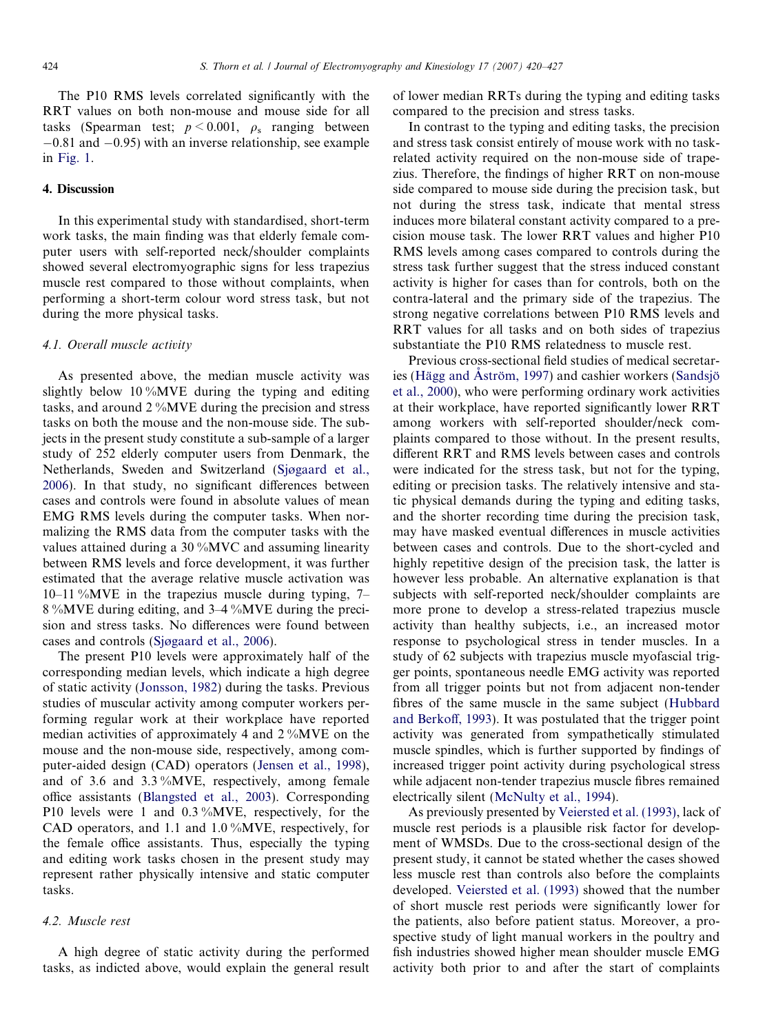The P10 RMS levels correlated significantly with the RRT values on both non-mouse and mouse side for all tasks (Spearman test; $p < 0.001$, $\rho_s$ ranging between $-0.81$ and $-0.95$) with an inverse relationship, see example in Fig. 1.

## 4. Discussion

In this experimental study with standardised, short-term work tasks, the main finding was that elderly female computer users with self-reported neck/shoulder complaints showed several electromyographic signs for less trapezius muscle rest compared to those without complaints, when performing a short-term colour word stress task, but not during the more physical tasks.

### 4.1. Overall muscle activity

As presented above, the median muscle activity was slightly below 10 %MVE during the typing and editing tasks, and around 2 %MVE during the precision and stress tasks on both the mouse and the non-mouse side. The subjects in the present study constitute a sub-sample of a larger study of 252 elderly computer users from Denmark, the Netherlands, Sweden and Switzerland (Sjøgaard et al., 2006). In that study, no significant differences between cases and controls were found in absolute values of mean EMG RMS levels during the computer tasks. When normalizing the RMS data from the computer tasks with the values attained during a 30 %MVC and assuming linearity between RMS levels and force development, it was further estimated that the average relative muscle activation was 10–11 %MVE in the trapezius muscle during typing, 7–8 %MVE during editing, and 3–4 %MVE during the precision and stress tasks. No differences were found between cases and controls (Sjøgaard et al., 2006).

The present P10 levels were approximately half of the corresponding median levels, which indicate a high degree of static activity (Jonsson, 1982) during the tasks. Previous studies of muscular activity among computer workers performing regular work at their workplace have reported median activities of approximately 4 and 2 %MVE on the mouse and the non-mouse side, respectively, among computer-aided design (CAD) operators (Jensen et al., 1998), and of 3.6 and 3.3 %MVE, respectively, among female office assistants (Blangsted et al., 2003). Corresponding P10 levels were 1 and 0.3 %MVE, respectively, for the CAD operators, and 1.1 and 1.0 %MVE, respectively, for the female office assistants. Thus, especially the typing and editing work tasks chosen in the present study may represent rather physically intensive and static computer tasks.

### 4.2. Muscle rest

A high degree of static activity during the performed tasks, as indicted above, would explain the general result of lower median RRTs during the typing and editing tasks compared to the precision and stress tasks.

In contrast to the typing and editing tasks, the precision and stress task consist entirely of mouse work with no task-related activity required on the non-mouse side of trapezius. Therefore, the findings of higher RRT on non-mouse side compared to mouse side during the precision task, but not during the stress task, indicate that mental stress induces more bilateral constant activity compared to a precision mouse task. The lower RRT values and higher P10 RMS levels among cases compared to controls during the stress task further suggest that the stress induced constant activity is higher for cases than for controls, both on the contra-lateral and the primary side of the trapezius. The strong negative correlations between P10 RMS levels and RRT values for all tasks and on both sides of trapezius substantiate the P10 RMS relatedness to muscle rest.

Previous cross-sectional field studies of medical secretaries (Hägg and Åström, 1997) and cashier workers (Sandsjö et al., 2000), who were performing ordinary work activities at their workplace, have reported significantly lower RRT among workers with self-reported shoulder/neck complaints compared to those without. In the present results, different RRT and RMS levels between cases and controls were indicated for the stress task, but not for the typing, editing or precision tasks. The relatively intensive and static physical demands during the typing and editing tasks, and the shorter recording time during the precision task, may have masked eventual differences in muscle activities between cases and controls. Due to the short-cycled and highly repetitive design of the precision task, the latter is however less probable. An alternative explanation is that subjects with self-reported neck/shoulder complaints are more prone to develop a stress-related trapezius muscle activity than healthy subjects, i.e., an increased motor response to psychological stress in tender muscles. In a study of 62 subjects with trapezius muscle myofascial trigger points, spontaneous needle EMG activity was reported from all trigger points but not from adjacent non-tender fibres of the same muscle in the same subject (Hubbard and Berkoff, 1993). It was postulated that the trigger point activity was generated from sympathetically stimulated muscle spindles, which is further supported by findings of increased trigger point activity during psychological stress while adjacent non-tender trapezius muscle fibres remained electrically silent (McNulty et al., 1994).

As previously presented by Veiersted et al. (1993), lack of muscle rest periods is a plausible risk factor for development of WMSDs. Due to the cross-sectional design of the present study, it cannot be stated whether the cases showed less muscle rest than controls also before the complaints developed. Veiersted et al. (1993) showed that the number of short muscle rest periods were significantly lower for the patients, also before patient status. Moreover, a prospective study of light manual workers in the poultry and fish industries showed higher mean shoulder muscle EMG activity both prior to and after the start of complaints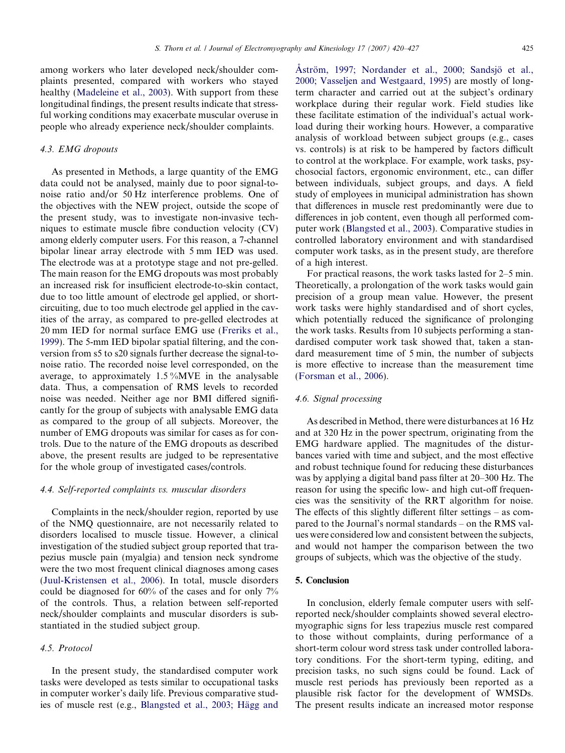among workers who later developed neck/shoulder complaints presented, compared with workers who stayed healthy (Madeleine et al., 2003). With support from these longitudinal findings, the present results indicate that stressful working conditions may exacerbate muscular overuse in people who already experience neck/shoulder complaints.

### 4.3. EMG dropouts

As presented in Methods, a large quantity of the EMG data could not be analysed, mainly due to poor signal-to-noise ratio and/or 50 Hz interference problems. One of the objectives with the NEW project, outside the scope of the present study, was to investigate non-invasive techniques to estimate muscle fibre conduction velocity (CV) among elderly computer users. For this reason, a 7-channel bipolar linear array electrode with 5 mm IED was used. The electrode was at a prototype stage and not pre-gelled. The main reason for the EMG dropouts was most probably an increased risk for insufficient electrode-to-skin contact, due to too little amount of electrode gel applied, or short-circuiting, due to too much electrode gel applied in the cavities of the array, as compared to pre-gelled electrodes at 20 mm IED for normal surface EMG use (Freriks et al., 1999). The 5-mm IED bipolar spatial filtering, and the conversion from s5 to s20 signals further decrease the signal-to-noise ratio. The recorded noise level corresponded, on the average, to approximately 1.5 %MVE in the analysable data. Thus, a compensation of RMS levels to recorded noise was needed. Neither age nor BMI differed significantly for the group of subjects with analysable EMG data as compared to the group of all subjects. Moreover, the number of EMG dropouts was similar for cases as for controls. Due to the nature of the EMG dropouts as described above, the present results are judged to be representative for the whole group of investigated cases/controls.

### 4.4. Self-reported complaints *vs.* muscular disorders

Complaints in the neck/shoulder region, reported by use of the NMQ questionnaire, are not necessarily related to disorders localised to muscle tissue. However, a clinical investigation of the studied subject group reported that trapezius muscle pain (myalgia) and tension neck syndrome were the two most frequent clinical diagnoses among cases (Juul-Kristensen et al., 2006). In total, muscle disorders could be diagnosed for 60% of the cases and for only 7% of the controls. Thus, a relation between self-reported neck/shoulder complaints and muscular disorders is substantiated in the studied subject group.

### 4.5. Protocol

In the present study, the standardised computer work tasks were developed as tests similar to occupational tasks in computer worker's daily life. Previous comparative studies of muscle rest (e.g., Blangsted et al., 2003; Hägg and Åström, 1997; Nordander et al., 2000; Sandsjö et al., 2000; Vasseljen and Westgaard, 1995) are mostly of long-term character and carried out at the subject's ordinary workplace during their regular work. Field studies like these facilitate estimation of the individual's actual workload during their working hours. However, a comparative analysis of workload between subject groups (e.g., cases vs. controls) is at risk to be hampered by factors difficult to control at the workplace. For example, work tasks, psychosocial factors, ergonomic environment, etc., can differ between individuals, subject groups, and days. A field study of employees in municipal administration has shown that differences in muscle rest predominantly were due to differences in job content, even though all performed computer work (Blangsted et al., 2003). Comparative studies in controlled laboratory environment and with standardised computer work tasks, as in the present study, are therefore of a high interest.

For practical reasons, the work tasks lasted for 2–5 min. Theoretically, a prolongation of the work tasks would gain precision of a group mean value. However, the present work tasks were highly standardised and of short cycles, which potentially reduced the significance of prolonging the work tasks. Results from 10 subjects performing a standardised computer work task showed that, taken a standard measurement time of 5 min, the number of subjects is more effective to increase than the measurement time (Forsman et al., 2006).

### 4.6. Signal processing

As described in Method, there were disturbances at 16 Hz and at 320 Hz in the power spectrum, originating from the EMG hardware applied. The magnitudes of the disturbances varied with time and subject, and the most effective and robust technique found for reducing these disturbances was by applying a digital band pass filter at 20–300 Hz. The reason for using the specific low- and high cut-off frequencies was the sensitivity of the RRT algorithm for noise. The effects of this slightly different filter settings – as compared to the Journal's normal standards – on the RMS values were considered low and consistent between the subjects, and would not hamper the comparison between the two groups of subjects, which was the objective of the study.

## 5. Conclusion

In conclusion, elderly female computer users with self-reported neck/shoulder complaints showed several electromyographic signs for less trapezius muscle rest compared to those without complaints, during performance of a short-term colour word stress task under controlled laboratory conditions. For the short-term typing, editing, and precision tasks, no such signs could be found. Lack of muscle rest periods has previously been reported as a plausible risk factor for the development of WMSDs. The present results indicate an increased motor response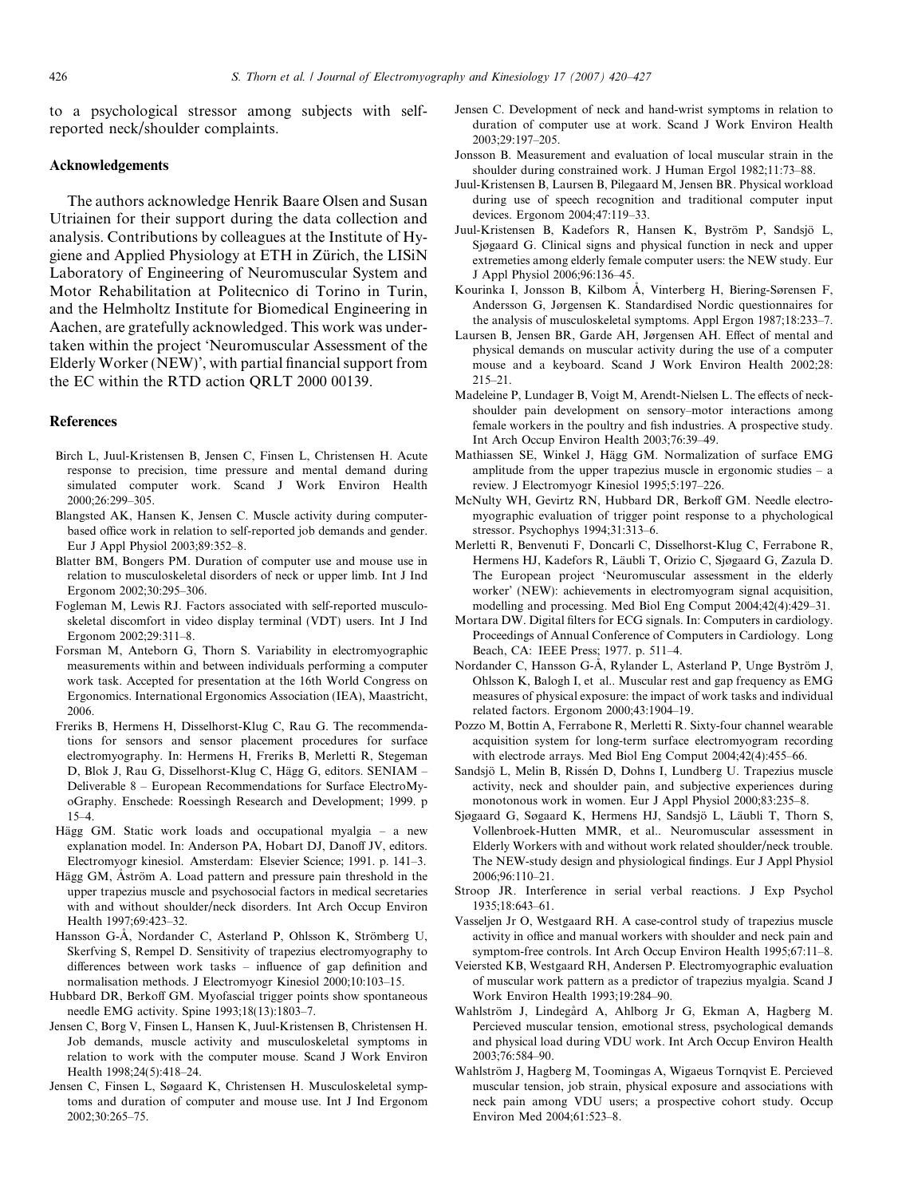to a psychological stressor among subjects with self-reported neck/shoulder complaints.

## Acknowledgements

The authors acknowledge Henrik Baare Olsen and Susan Utriainen for their support during the data collection and analysis. Contributions by colleagues at the Institute of Hygiene and Applied Physiology at ETH in Zürich, the LISiN Laboratory of Engineering of Neuromuscular System and Motor Rehabilitation at Politecnico di Torino in Turin, and the Helmholtz Institute for Biomedical Engineering in Aachen, are gratefully acknowledged. This work was undertaken within the project 'Neuromuscular Assessment of the Elderly Worker (NEW)', with partial financial support from the EC within the RTD action QRLT 2000 00139.

## References

Birch L, Juul-Kristensen B, Jensen C, Finsen L, Christensen H. Acute response to precision, time pressure and mental demand during simulated computer work. Scand J Work Environ Health 2000;26:299–305.

Blangsted AK, Hansen K, Jensen C. Muscle activity during computer-based office work in relation to self-reported job demands and gender. Eur J Appl Physiol 2003;89:352–8.

Blatter BM, Bongers PM. Duration of computer use and mouse use in relation to musculoskeletal disorders of neck or upper limb. Int J Ind Ergonom 2002;30:295–306.

Fogleman M, Lewis RJ. Factors associated with self-reported musculoskeletal discomfort in video display terminal (VDT) users. Int J Ind Ergonom 2002;29:311–8.

Forsman M, Anteborn G, Thorn S. Variability in electromyographic measurements within and between individuals performing a computer work task. Accepted for presentation at the 16th World Congress on Ergonomics. International Ergonomics Association (IEA), Maastricht, 2006.

Freriks B, Hermens H, Disselhorst-Klug C, Rau G. The recommendations for sensors and sensor placement procedures for surface electromyography. In: Hermens H, Freriks B, Merletti R, Stegeman D, Blok J, Rau G, Disselhorst-Klug C, Hägg G, editors. SENIAM – Deliverable 8 – European Recommendations for Surface ElectroMyoGraphy. Enschede: Roessingh Research and Development; 1999. p 15–4.

Hägg GM. Static work loads and occupational myalgia – a new explanation model. In: Anderson PA, Hobart DJ, Danoff JV, editors. Electromyogr kinesiol. Amsterdam: Elsevier Science; 1991. p. 141–3.

Hägg GM, Åström A. Load pattern and pressure pain threshold in the upper trapezius muscle and psychosocial factors in medical secretaries with and without shoulder/neck disorders. Int Arch Occup Environ Health 1997;69:423–32.

Hansson G-Å, Nordander C, Asterland P, Ohlsson K, Strömberg U, Skerfving S, Rempel D. Sensitivity of trapezius electromyography to differences between work tasks – influence of gap definition and normalisation methods. J Electromyogr Kinesiol 2000;10:103–15.

Hubbard DR, Berkoff GM. Myofascial trigger points show spontaneous needle EMG activity. Spine 1993;18(13):1803–7.

Jensen C, Borg V, Finsen L, Hansen K, Juul-Kristensen B, Christensen H. Job demands, muscle activity and musculoskeletal symptoms in relation to work with the computer mouse. Scand J Work Environ Health 1998;24(5):418–24.

Jensen C, Finsen L, Søgaard K, Christensen H. Musculoskeletal symptoms and duration of computer and mouse use. Int J Ind Ergonom 2002;30:265–75.

Jensen C. Development of neck and hand-wrist symptoms in relation to duration of computer use at work. Scand J Work Environ Health 2003;29:197–205.

Jonsson B. Measurement and evaluation of local muscular strain in the shoulder during constrained work. J Human Ergol 1982;11:73–88.

Juul-Kristensen B, Laursen B, Pilegaard M, Jensen BR. Physical workload during use of speech recognition and traditional computer input devices. Ergonom 2004;47:119–33.

Juul-Kristensen B, Kadefors R, Hansen K, Byström P, Sandsjö L, Sjøgaard G. Clinical signs and physical function in neck and upper extremeties among elderly female computer users: the NEW study. Eur J Appl Physiol 2006;96:136–45.

Kourinka I, Jonsson B, Kilbom Å, Vinterberg H, Biering-Sørensen F, Andersson G, Jørgensen K. Standardised Nordic questionnaires for the analysis of musculoskeletal symptoms. Appl Ergon 1987;18:233–7.

Laursen B, Jensen BR, Garde AH, Jørgensen AH. Effect of mental and physical demands on muscular activity during the use of a computer mouse and a keyboard. Scand J Work Environ Health 2002;28: 215–21.

Madeleine P, Lundager B, Voigt M, Arendt-Nielsen L. The effects of neck-shoulder pain development on sensory–motor interactions among female workers in the poultry and fish industries. A prospective study. Int Arch Occup Environ Health 2003;76:39–49.

Mathiassen SE, Winkel J, Hägg GM. Normalization of surface EMG amplitude from the upper trapezius muscle in ergonomic studies – a review. J Electromyogr Kinesiol 1995;5:197–226.

McNulty WH, Gevirtz RN, Hubbard DR, Berkoff GM. Needle electromyographic evaluation of trigger point response to a phychological stressor. Psychophys 1994;31:313–6.

Merletti R, Benvenuti F, Doncarli C, Disselhorst-Klug C, Ferrabone R, Hermens HJ, Kadefors R, Läubli T, Orizio C, Sjøgaard G, Zazula D. The European project 'Neuromuscular assessment in the elderly worker' (NEW): achievements in electromyogram signal acquisition, modelling and processing. Med Biol Eng Comput 2004;42(4):429–31.

Mortara DW. Digital filters for ECG signals. In: Computers in cardiology. Proceedings of Annual Conference of Computers in Cardiology. Long Beach, CA: IEEE Press; 1977. p. 511–4.

Nordander C, Hansson G-Å, Rylander L, Asterland P, Unge Byström J, Ohlsson K, Balogh I, et al.. Muscular rest and gap frequency as EMG measures of physical exposure: the impact of work tasks and individual related factors. Ergonom 2000;43:1904–19.

Pozzo M, Bottin A, Ferrabone R, Merletti R. Sixty-four channel wearable acquisition system for long-term surface electromyogram recording with electrode arrays. Med Biol Eng Comput 2004;42(4):455–66.

Sandsjö L, Melin B, Rissén D, Dohns I, Lundberg U. Trapezius muscle activity, neck and shoulder pain, and subjective experiences during monotonous work in women. Eur J Appl Physiol 2000;83:235–8.

Sjøgaard G, Søgaard K, Hermens HJ, Sandsjö L, Läubli T, Thorn S, Vollenbroek-Hutten MMR, et al.. Neuromuscular assessment in Elderly Workers with and without work related shoulder/neck trouble. The NEW-study design and physiological findings. Eur J Appl Physiol 2006;96:110–21.

Stroop JR. Interference in serial verbal reactions. J Exp Psychol 1935;18:643–61.

Vasseljen Jr O, Westgaard RH. A case-control study of trapezius muscle activity in office and manual workers with shoulder and neck pain and symptom-free controls. Int Arch Occup Environ Health 1995;67:11–8.

Veiersted KB, Westgaard RH, Andersen P. Electromyographic evaluation of muscular work pattern as a predictor of trapezius myalgia. Scand J Work Environ Health 1993;19:284–90.

Wahlström J, Lindegård A, Ahlborg Jr G, Ekman A, Hagberg M. Percieved muscular tension, emotional stress, psychological demands and physical load during VDU work. Int Arch Occup Environ Health 2003;76:584–90.

Wahlström J, Hagberg M, Toomingas A, Wigaeus Tornqvist E. Percieved muscular tension, job strain, physical exposure and associations with neck pain among VDU users; a prospective cohort study. Occup Environ Med 2004;61:523–8.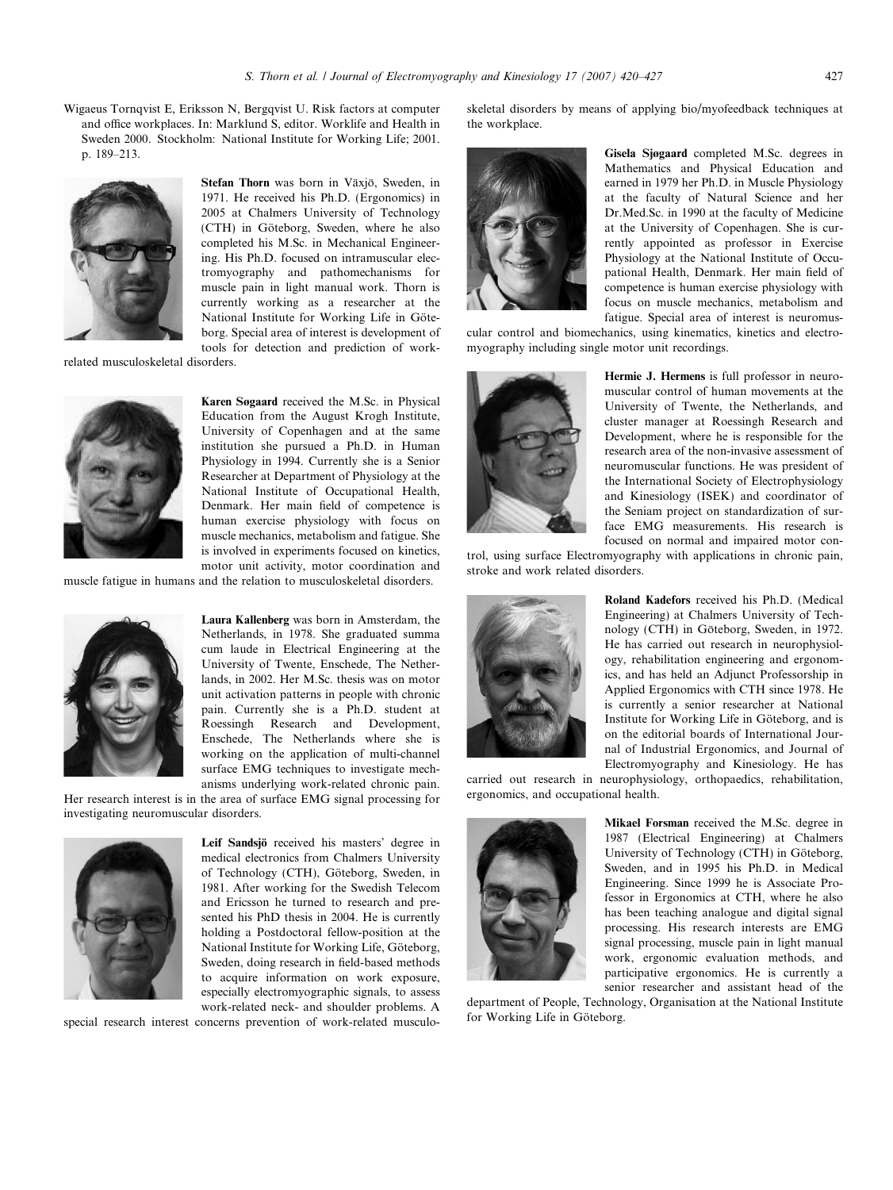Wigaeus Tornqvist E, Eriksson N, Bergqvist U. Risk factors at computer and office workplaces. In: Marklund S, editor. Worklife and Health in Sweden 2000. Stockholm: National Institute for Working Life; 2001. p. 189–213.

**Stefan Thorn** was born in Växjö, Sweden, in 1971. He received his Ph.D. (Ergonomics) in 2005 at Chalmers University of Technology (CTH) in Göteborg, Sweden, where he also completed his M.Sc. in Mechanical Engineering. His Ph.D. focused on intramuscular electromyography and pathomechanisms for muscle pain in light manual work. Thorn is currently working as a researcher at the National Institute for Working Life in Göteborg. Special area of interest is development of tools for detection and prediction of work-related musculoskeletal disorders.

**Karen Søgaard** received the M.Sc. in Physical Education from the August Krogh Institute, University of Copenhagen and at the same institution she pursued a Ph.D. in Human Physiology in 1994. Currently she is a Senior Researcher at Department of Physiology at the National Institute of Occupational Health, Denmark. Her main field of competence is human exercise physiology with focus on muscle mechanics, metabolism and fatigue. She is involved in experiments focused on kinetics, motor unit activity, motor coordination and muscle fatigue in humans and the relation to musculoskeletal disorders.

**Laura Kallenberg** was born in Amsterdam, the Netherlands, in 1978. She graduated summa cum laude in Electrical Engineering at the University of Twente, Enschede, The Netherlands, in 2002. Her M.Sc. thesis was on motor unit activation patterns in people with chronic pain. Currently she is a Ph.D. student at Roessingh Research and Development, Enschede, The Netherlands where she is working on the application of multi-channel surface EMG techniques to investigate mechanisms underlying work-related chronic pain. Her research interest is in the area of surface EMG signal processing for investigating neuromuscular disorders.

**Leif Sandsjö** received his masters' degree in medical electronics from Chalmers University of Technology (CTH), Göteborg, Sweden, in 1981. After working for the Swedish Telecom and Ericsson he turned to research and presented his PhD thesis in 2004. He is currently holding a Postdoctoral fellow-position at the National Institute for Working Life, Göteborg, Sweden, doing research in field-based methods to acquire information on work exposure, especially electromyographic signals, to assess work-related neck- and shoulder problems. A special research interest concerns prevention of work-related musculoskeletal disorders by means of applying bio/myofeedback techniques at the workplace.

**Gisela Sjøgaard** completed M.Sc. degrees in Mathematics and Physical Education and earned in 1979 her Ph.D. in Muscle Physiology at the faculty of Natural Science and her Dr.Med.Sc. in 1990 at the faculty of Medicine at the University of Copenhagen. She is currently appointed as professor in Exercise Physiology at the National Institute of Occupational Health, Denmark. Her main field of competence is human exercise physiology with focus on muscle mechanics, metabolism and fatigue. Special area of interest is neuromuscular control and biomechanics, using kinematics, kinetics and electromyography including single motor unit recordings.

**Hermie J. Hermens** is full professor in neuromuscular control of human movements at the University of Twente, the Netherlands, and cluster manager at Roessingh Research and Development, where he is responsible for the research area of the non-invasive assessment of neuromuscular functions. He was president of the International Society of Electrophysiology and Kinesiology (ISEK) and coordinator of the Seniam project on standardization of surface EMG measurements. His research is focused on normal and impaired motor control, using surface Electromyography with applications in chronic pain, stroke and work related disorders.

**Roland Kadefors** received his Ph.D. (Medical Engineering) at Chalmers University of Technology (CTH) in Göteborg, Sweden, in 1972. He has carried out research in neurophysiology, rehabilitation engineering and ergonomics, and has held an Adjunct Professorship in Applied Ergonomics with CTH since 1978. He is currently a senior researcher at National Institute for Working Life in Göteborg, and is on the editorial boards of International Journal of Industrial Ergonomics, and Journal of Electromyography and Kinesiology. He has carried out research in neurophysiology, orthopaedics, rehabilitation, ergonomics, and occupational health.

**Mikael Forsman** received the M.Sc. degree in 1987 (Electrical Engineering) at Chalmers University of Technology (CTH) in Göteborg, Sweden, and in 1995 his Ph.D. in Medical Engineering. Since 1999 he is Associate Professor in Ergonomics at CTH, where he also has been teaching analogue and digital signal processing. His research interests are EMG signal processing, muscle pain in light manual work, ergonomic evaluation methods, and participative ergonomics. He is currently a senior researcher and assistant head of the department of People, Technology, Organisation at the National Institute for Working Life in Göteborg.